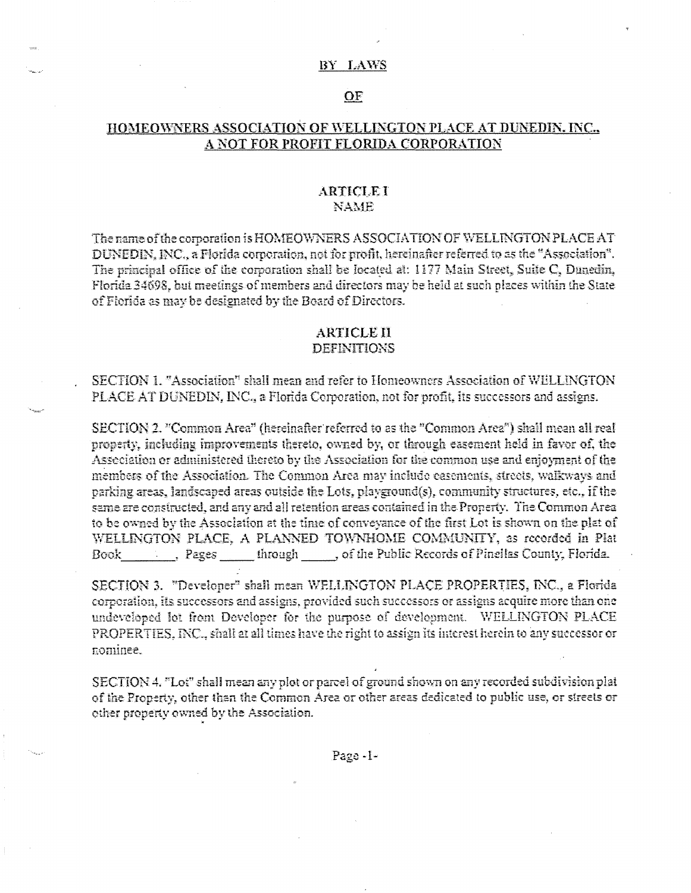# BY LAWS

# OF

# HOMEOWNERS ASSOCIATION OF WELLINGTON PLACE AT DUNEDIN, INC., A NOT FOR PROFIT FLORIDA CORPORATION

## ARTICLE I
## NAME

The name of the corporation is HOMEOWNERS ASSOCIATION OF WELLINGTON PLACE AT DUNEDIN, INC., a Florida corporation, not for profit, hereinafter referred to as the "Association". The principal office of the corporation shall be located at: 1177 Main Street, Suite C, Dunedin, Florida 34698, but meetings of members and directors may be held at such places within the State of Florida as may be designated by the Board of Directors.

## ARTICLE II
## DEFINITIONS

SECTION 1. "Association" shall mean and refer to Homeowners Association of WELLINGTON PLACE AT DUNEDIN, INC., a Florida Corporation, not for profit, its successors and assigns.

SECTION 2. "Common Area" (hereinafter referred to as the "Common Area") shall mean all real property, including improvements thereto, owned by, or through easement held in favor of, the Association or administered thereto by the Association for the common use and enjoyment of the members of the Association. The Common Area may include easements, streets, walkways and parking areas, landscaped areas outside the Lots, playground(s), community structures, etc., if the same are constructed, and any and all retention areas contained in the Property. The Common Area to be owned by the Association at the time of conveyance of the first Lot is shown on the plat of WELLINGTON PLACE, A PLANNED TOWNHOME COMMUNITY, as recorded in Plat Book\_\_\_\_\_\_\_\_, Pages \_\_\_\_\_ through \_\_\_\_\_, of the Public Records of Pinellas County, Florida.

SECTION 3. "Developer" shall mean WELLINGTON PLACE PROPERTIES, INC., a Florida corporation, its successors and assigns, provided such successors or assigns acquire more than one undeveloped lot from Developer for the purpose of development. WELLINGTON PLACE PROPERTIES, INC., shall at all times have the right to assign its interest herein to any successor or nominee.

SECTION 4. "Lot" shall mean any plot or parcel of ground shown on any recorded subdivision plat of the Property, other than the Common Area or other areas dedicated to public use, or streets or other property owned by the Association.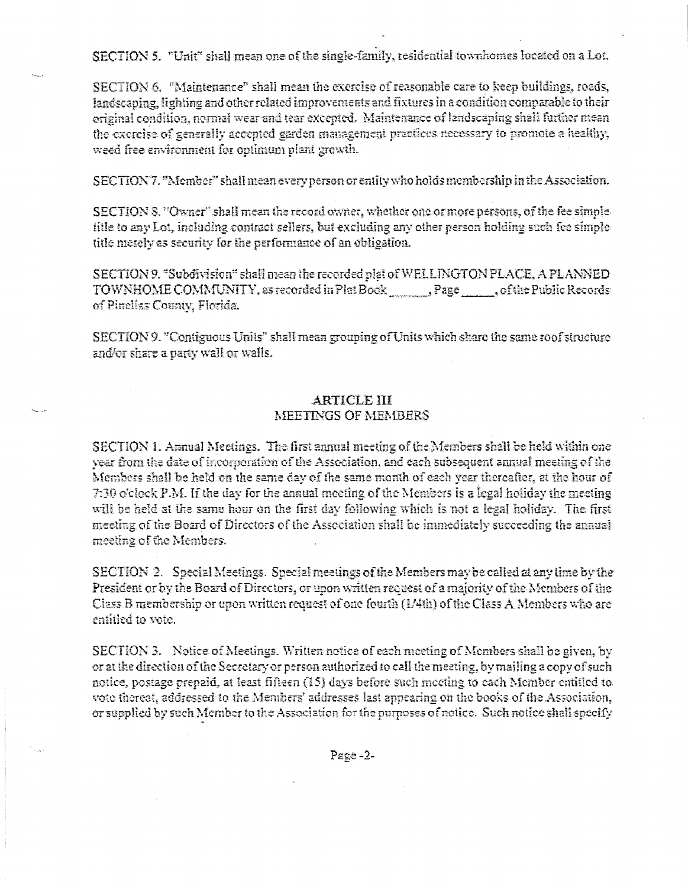SECTION 5. "Unit" shall mean one of the single-family, residential townhomes located on a Lot.

SECTION 6. "Maintenance" shall mean the exercise of reasonable care to keep buildings, roads, landscaping, lighting and other related improvements and fixtures in a condition comparable to their original condition, normal wear and tear excepted. Maintenance of landscaping shall further mean the exercise of generally accepted garden management practices necessary to promote a healthy, weed free environment for optimum plant growth.

SECTION 7. "Member" shall mean every person or entity who holds membership in the Association.

SECTION 8. "Owner" shall mean the record owner, whether one or more persons, of the fee simple title to any Lot, including contract sellers, but excluding any other person holding such fee simple title merely as security for the performance of an obligation.

SECTION 9. "Subdivision" shall mean the recorded plat of WELLINGTON PLACE, A PLANNED TOWNHOME COMMUNITY, as recorded in Plat Book ______, Page ______, of the Public Records of Pinellas County, Florida.

SECTION 9. "Contiguous Units" shall mean grouping of Units which share the same roof structure and/or share a party wall or walls.

## ARTICLE III
## MEETINGS OF MEMBERS

SECTION 1. Annual Meetings. The first annual meeting of the Members shall be held within one year from the date of incorporation of the Association, and each subsequent annual meeting of the Members shall be held on the same day of the same month of each year thereafter, at the hour of 7:30 o'clock P.M. If the day for the annual meeting of the Members is a legal holiday the meeting will be held at the same hour on the first day following which is not a legal holiday. The first meeting of the Board of Directors of the Association shall be immediately succeeding the annual meeting of the Members.

SECTION 2. Special Meetings. Special meetings of the Members may be called at any time by the President or by the Board of Directors, or upon written request of a majority of the Members of the Class B membership or upon written request of one fourth (1/4th) of the Class A Members who are entitled to vote.

SECTION 3. Notice of Meetings. Written notice of each meeting of Members shall be given, by or at the direction of the Secretary or person authorized to call the meeting, by mailing a copy of such notice, postage prepaid, at least fifteen (15) days before such meeting to each Member entitled to vote thereat, addressed to the Members' addresses last appearing on the books of the Association, or supplied by such Member to the Association for the purposes of notice. Such notice shall specify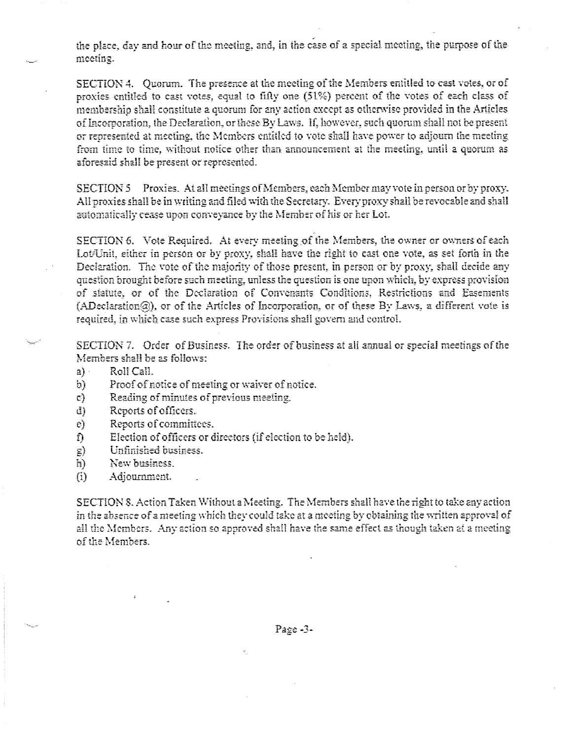the place, day and hour of the meeting, and, in the case of a special meeting, the purpose of the meeting.

SECTION 4. Quorum. The presence at the meeting of the Members entitled to cast votes, or of proxies entitled to cast votes, equal to fifty one (51%) percent of the votes of each class of membership shall constitute a quorum for any action except as otherwise provided in the Articles of Incorporation, the Declaration, or these By Laws. If, however, such quorum shall not be present or represented at meeting, the Members entitled to vote shall have power to adjourn the meeting from time to time, without notice other than announcement at the meeting, until a quorum as aforesaid shall be present or represented.

SECTION 5 Proxies. At all meetings of Members, each Member may vote in person or by proxy. All proxies shall be in writing and filed with the Secretary. Every proxy shall be revocable and shall automatically cease upon conveyance by the Member of his or her Lot.

SECTION 6. Vote Required. At every meeting of the Members, the owner or owners of each Lot/Unit, either in person or by proxy, shall have the right to cast one vote, as set forth in the Declaration. The vote of the majority of those present, in person or by proxy, shall decide any question brought before such meeting, unless the question is one upon which, by express provision of statute, or of the Declaration of Convenants Conditions, Restrictions and Easements (ADeclaration@), or of the Articles of Incorporation, or of these By Laws, a different vote is required, in which case such express Provisions shall govern and control.

SECTION 7. Order of Business. The order of business at all annual or special meetings of the Members shall be as follows:

a) Roll Call.
b) Proof of notice of meeting or waiver of notice.
c) Reading of minutes of previous meeting.
d) Reports of officers.
e) Reports of committees.
f) Election of officers or directors (if election to be held).
g) Unfinished business.
h) New business.
(i) Adjournment.

SECTION 8. Action Taken Without a Meeting. The Members shall have the right to take any action in the absence of a meeting which they could take at a meeting by obtaining the written approval of all the Members. Any action so approved shall have the same effect as though taken at a meeting of the Members.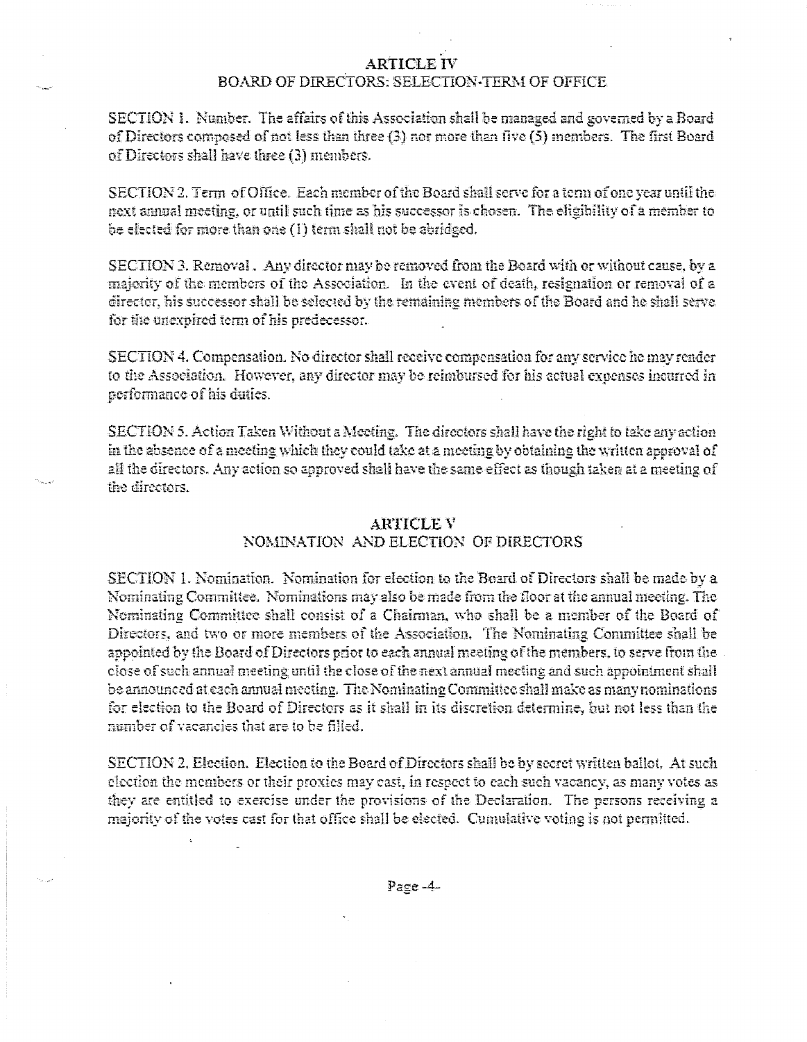## ARTICLE IV
### BOARD OF DIRECTORS: SELECTION-TERM OF OFFICE

SECTION 1. Number. The affairs of this Association shall be managed and governed by a Board of Directors composed of not less than three (3) nor more than five (5) members. The first Board of Directors shall have three (3) members.

SECTION 2. Term of Office. Each member of the Board shall serve for a term of one year until the next annual meeting, or until such time as his successor is chosen. The eligibility of a member to be elected for more than one (1) term shall not be abridged.

SECTION 3. Removal. Any director may be removed from the Board with or without cause, by a majority of the members of the Association. In the event of death, resignation or removal of a director, his successor shall be selected by the remaining members of the Board and he shall serve for the unexpired term of his predecessor.

SECTION 4. Compensation. No director shall receive compensation for any service he may render to the Association. However, any director may be reimbursed for his actual expenses incurred in performance of his duties.

SECTION 5. Action Taken Without a Meeting. The directors shall have the right to take any action in the absence of a meeting which they could take at a meeting by obtaining the written approval of all the directors. Any action so approved shall have the same effect as though taken at a meeting of the directors.

## ARTICLE V
### NOMINATION AND ELECTION OF DIRECTORS

SECTION 1. Nomination. Nomination for election to the Board of Directors shall be made by a Nominating Committee. Nominations may also be made from the floor at the annual meeting. The Nominating Committee shall consist of a Chairman, who shall be a member of the Board of Directors, and two or more members of the Association. The Nominating Committee shall be appointed by the Board of Directors prior to each annual meeting of the members, to serve from the close of such annual meeting until the close of the next annual meeting and such appointment shall be announced at each annual meeting. The Nominating Committee shall make as many nominations for election to the Board of Directors as it shall in its discretion determine, but not less than the number of vacancies that are to be filled.

SECTION 2. Election. Election to the Board of Directors shall be by secret written ballot. At such election the members or their proxies may cast, in respect to each such vacancy, as many votes as they are entitled to exercise under the provisions of the Declaration. The persons receiving a majority of the votes cast for that office shall be elected. Cumulative voting is not permitted.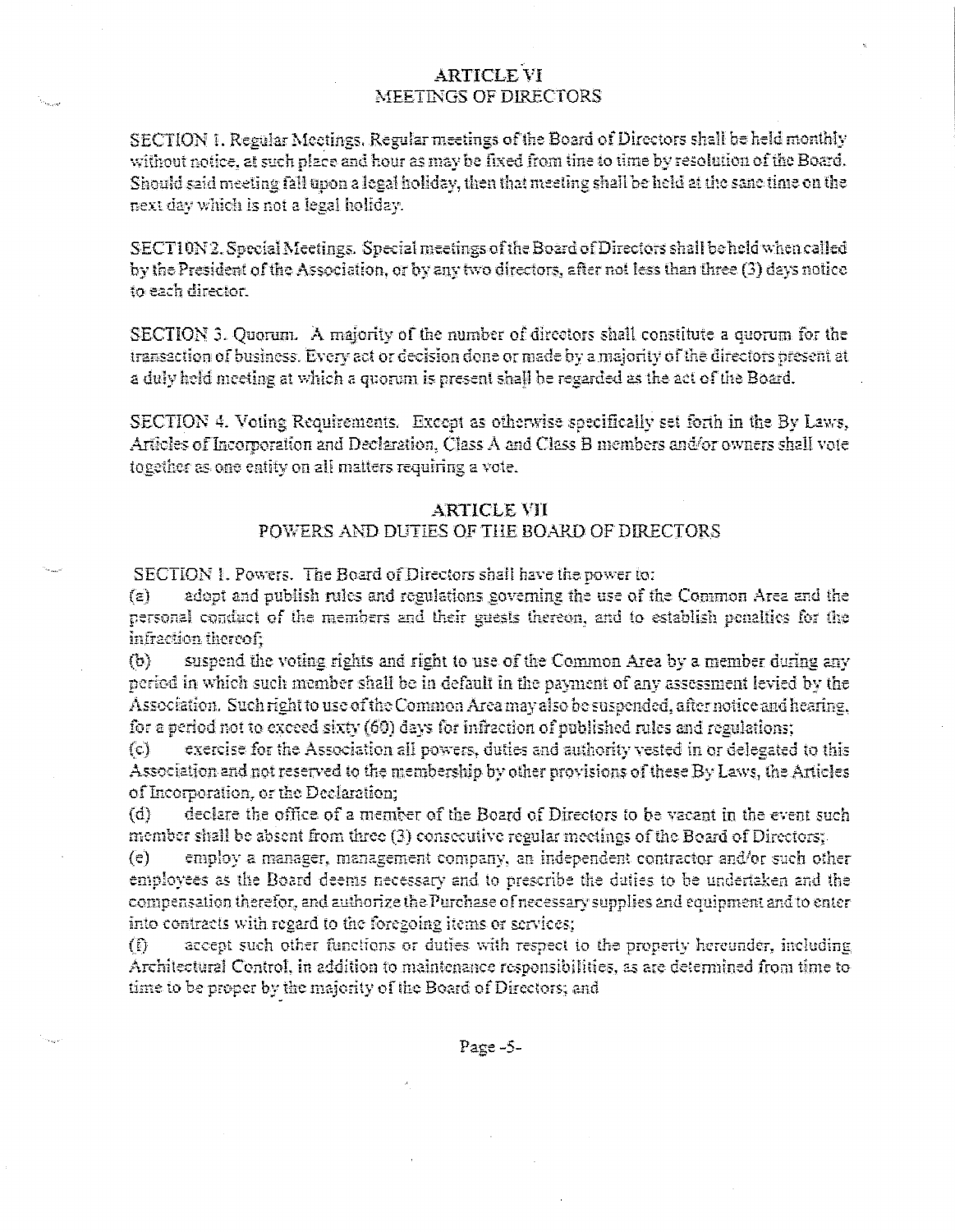## ARTICLE VI
## MEETINGS OF DIRECTORS

SECTION 1. Regular Meetings. Regular meetings of the Board of Directors shall be held monthly without notice, at such place and hour as may be fixed from time to time by resolution of the Board. Should said meeting fall upon a legal holiday, then that meeting shall be held at the same time on the next day which is not a legal holiday.

SECTION 2. Special Meetings. Special meetings of the Board of Directors shall be held when called by the President of the Association, or by any two directors, after not less than three (3) days notice to each director.

SECTION 3. Quorum. A majority of the number of directors shall constitute a quorum for the transaction of business. Every act or decision done or made by a majority of the directors present at a duly held meeting at which a quorum is present shall be regarded as the act of the Board.

SECTION 4. Voting Requirements. Except as otherwise specifically set forth in the By Laws, Articles of Incorporation and Declaration, Class A and Class B members and/or owners shall vote together as one entity on all matters requiring a vote.

## ARTICLE VII
## POWERS AND DUTIES OF THE BOARD OF DIRECTORS

SECTION 1. Powers. The Board of Directors shall have the power to:

(a) adopt and publish rules and regulations governing the use of the Common Area and the personal conduct of the members and their guests thereon, and to establish penalties for the infraction thereof;

(b) suspend the voting rights and right to use of the Common Area by a member during any period in which such member shall be in default in the payment of any assessment levied by the Association. Such right to use of the Common Area may also be suspended, after notice and hearing, for a period not to exceed sixty (60) days for infraction of published rules and regulations;

(c) exercise for the Association all powers, duties and authority vested in or delegated to this Association and not reserved to the membership by other provisions of these By Laws, the Articles of Incorporation, or the Declaration;

(d) declare the office of a member of the Board of Directors to be vacant in the event such member shall be absent from three (3) consecutive regular meetings of the Board of Directors;

(e) employ a manager, management company, an independent contractor and/or such other employees as the Board deems necessary and to prescribe the duties to be undertaken and the compensation therefor, and authorize the Purchase of necessary supplies and equipment and to enter into contracts with regard to the foregoing items or services;

(f) accept such other functions or duties with respect to the property hereunder, including Architectural Control, in addition to maintenance responsibilities, as are determined from time to time to be proper by the majority of the Board of Directors; and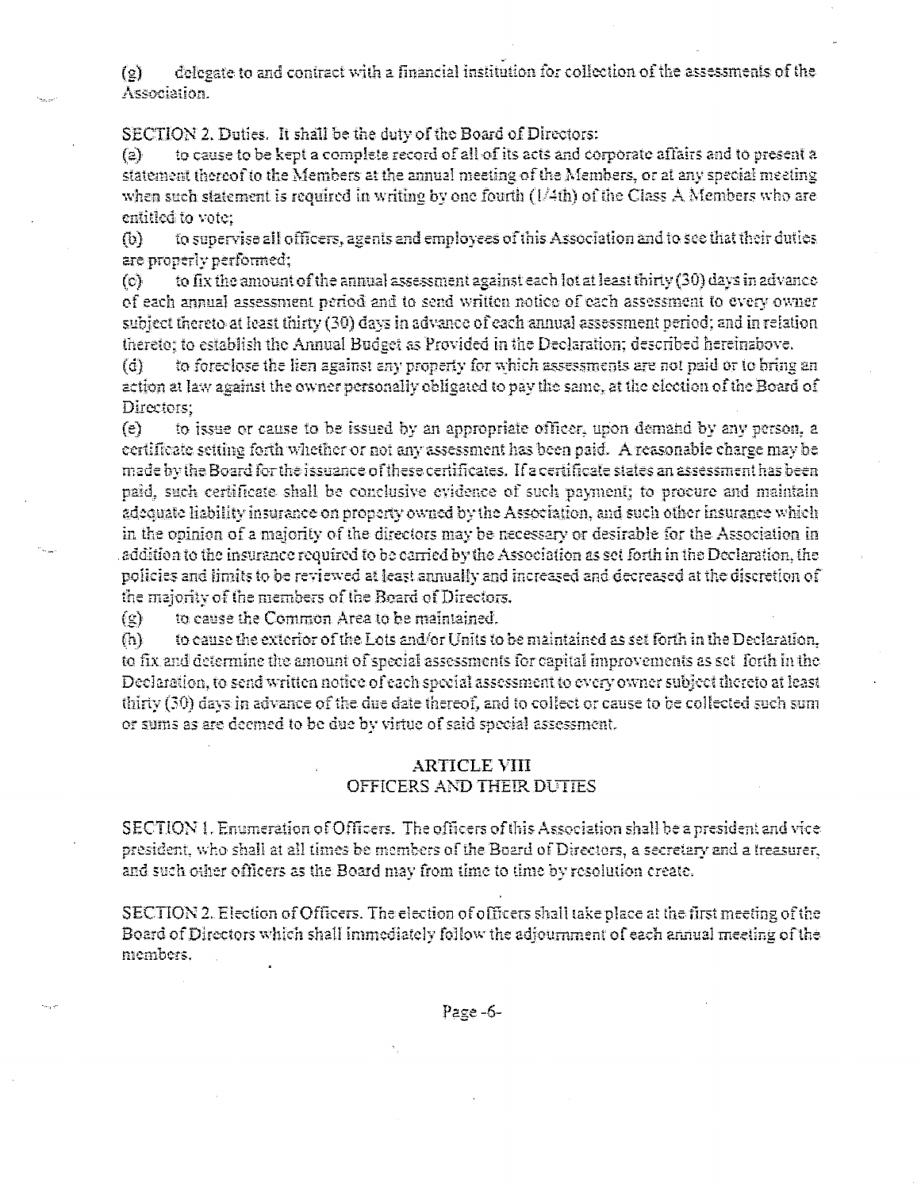(g) delegate to and contract with a financial institution for collection of the assessments of the Association.

SECTION 2. Duties. It shall be the duty of the Board of Directors:

(a) to cause to be kept a complete record of all of its acts and corporate affairs and to present a statement thereof to the Members at the annual meeting of the Members, or at any special meeting when such statement is required in writing by one fourth (1/4th) of the Class A Members who are entitled to vote;

(b) to supervise all officers, agents and employees of this Association and to see that their duties are properly performed;

(c) to fix the amount of the annual assessment against each lot at least thirty (30) days in advance of each annual assessment period and to send written notice of each assessment to every owner subject thereto at least thirty (30) days in advance of each annual assessment period; and in relation thereto; to establish the Annual Budget as Provided in the Declaration; described hereinabove.

(d) to foreclose the lien against any property for which assessments are not paid or to bring an action at law against the owner personally obligated to pay the same, at the election of the Board of Directors;

(e) to issue or cause to be issued by an appropriate officer, upon demand by any person, a certificate setting forth whether or not any assessment has been paid. A reasonable charge may be made by the Board for the issuance of these certificates. If a certificate states an assessment has been paid, such certificate shall be conclusive evidence of such payment; to procure and maintain adequate liability insurance on property owned by the Association, and such other insurance which in the opinion of a majority of the directors may be necessary or desirable for the Association in addition to the insurance required to be carried by the Association as set forth in the Declaration, the policies and limits to be reviewed at least annually and increased and decreased at the discretion of the majority of the members of the Board of Directors.

(g) to cause the Common Area to be maintained.

(h) to cause the exterior of the Lots and/or Units to be maintained as set forth in the Declaration, to fix and determine the amount of special assessments for capital improvements as set forth in the Declaration, to send written notice of each special assessment to every owner subject thereto at least thirty (30) days in advance of the due date thereof, and to collect or cause to be collected such sum or sums as are deemed to be due by virtue of said special assessment.

## ARTICLE VIII
## OFFICERS AND THEIR DUTIES

SECTION 1. Enumeration of Officers. The officers of this Association shall be a president and vice president, who shall at all times be members of the Board of Directors, a secretary and a treasurer, and such other officers as the Board may from time to time by resolution create.

SECTION 2. Election of Officers. The election of officers shall take place at the first meeting of the Board of Directors which shall immediately follow the adjournment of each annual meeting of the members.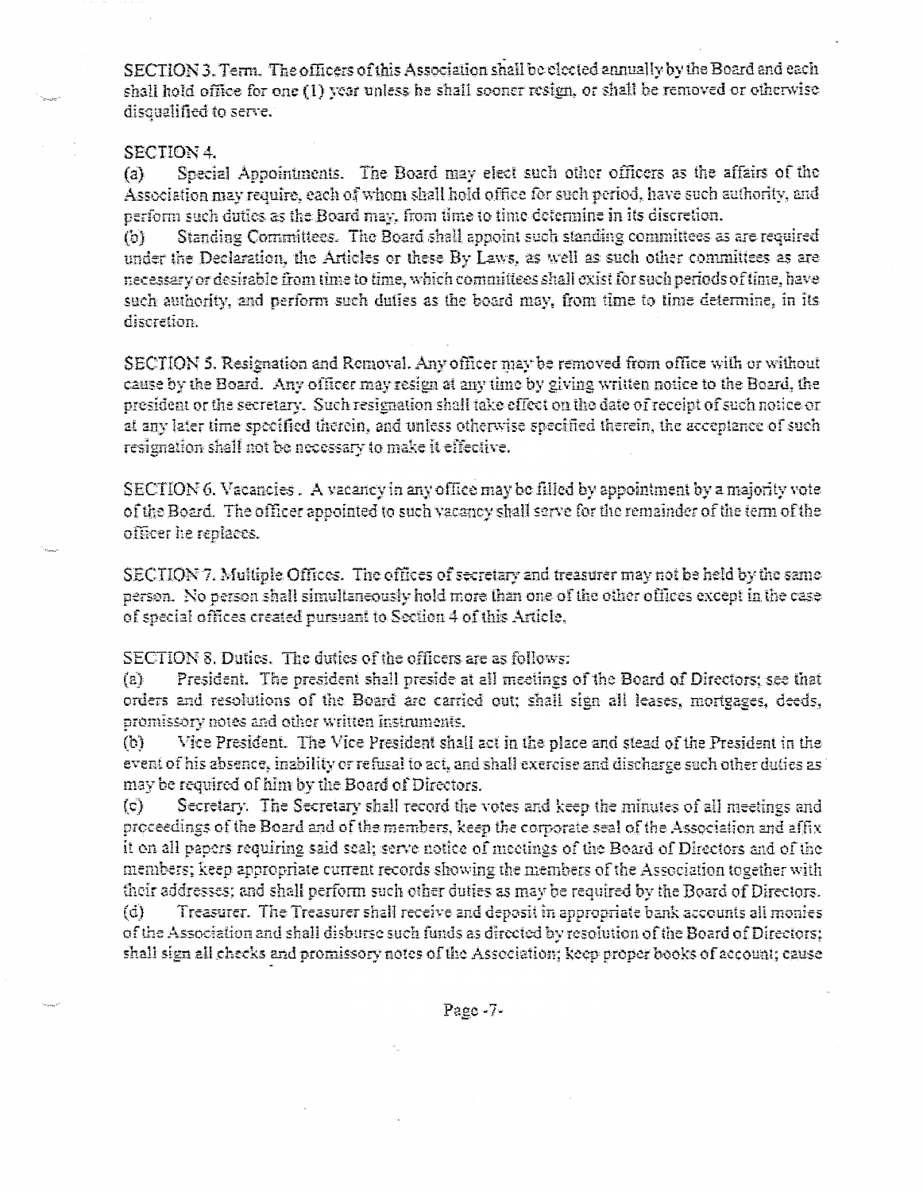SECTION 3. Term. The officers of this Association shall be elected annually by the Board and each shall hold office for one (1) year unless he shall sooner resign, or shall be removed or otherwise disqualified to serve.

SECTION 4.

(a) Special Appointments. The Board may elect such other officers as the affairs of the Association may require, each of whom shall hold office for such period, have such authority, and perform such duties as the Board may, from time to time determine in its discretion.

(b) Standing Committees. The Board shall appoint such standing committees as are required under the Declaration, the Articles or these By Laws, as well as such other committees as are necessary or desirable from time to time, which committees shall exist for such periods of time, have such authority, and perform such duties as the board may, from time to time determine, in its discretion.

SECTION 5. Resignation and Removal. Any officer may be removed from office with or without cause by the Board. Any officer may resign at any time by giving written notice to the Board, the president or the secretary. Such resignation shall take effect on the date of receipt of such notice or at any later time specified therein, and unless otherwise specified therein, the acceptance of such resignation shall not be necessary to make it effective.

SECTION 6. Vacancies . A vacancy in any office may be filled by appointment by a majority vote of the Board. The officer appointed to such vacancy shall serve for the remainder of the term of the officer he replaces.

SECTION 7. Multiple Offices. The offices of secretary and treasurer may not be held by the same person. No person shall simultaneously hold more than one of the other offices except in the case of special offices created pursuant to Section 4 of this Article.

SECTION 8. Duties. The duties of the officers are as follows:

(a) President. The president shall preside at all meetings of the Board of Directors; see that orders and resolutions of the Board are carried out; shall sign all leases, mortgages, deeds, promissory notes and other written instruments.

(b) Vice President. The Vice President shall act in the place and stead of the President in the event of his absence, inability or refusal to act, and shall exercise and discharge such other duties as may be required of him by the Board of Directors.

(c) Secretary. The Secretary shall record the votes and keep the minutes of all meetings and proceedings of the Board and of the members, keep the corporate seal of the Association and affix it on all papers requiring said seal; serve notice of meetings of the Board of Directors and of the members; keep appropriate current records showing the members of the Association together with their addresses; and shall perform such other duties as may be required by the Board of Directors.

(d) Treasurer. The Treasurer shall receive and deposit in appropriate bank accounts all monies of the Association and shall disburse such funds as directed by resolution of the Board of Directors; shall sign all checks and promissory notes of the Association; keep proper books of account; cause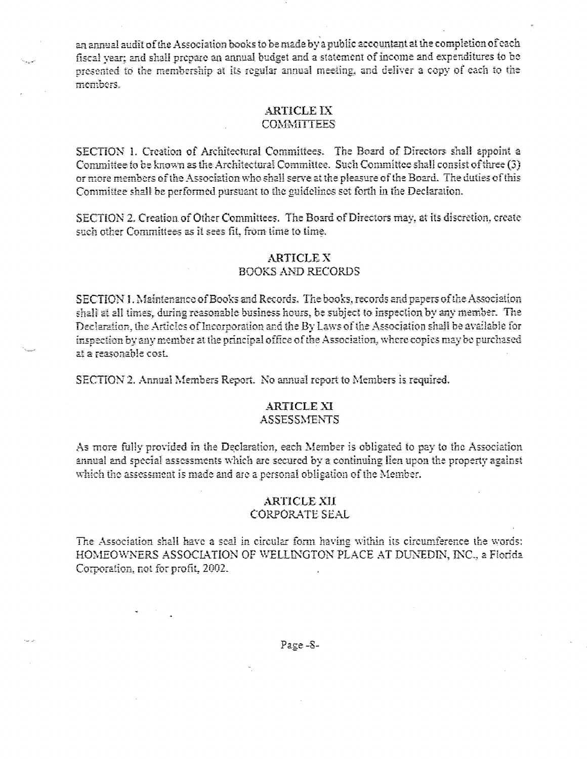an annual audit of the Association books to be made by a public accountant at the completion of each fiscal year; and shall prepare an annual budget and a statement of income and expenditures to be presented to the membership at its regular annual meeting, and deliver a copy of each to the members.

## ARTICLE IX
## COMMITTEES

SECTION 1. Creation of Architectural Committees. The Board of Directors shall appoint a Committee to be known as the Architectural Committee. Such Committee shall consist of three (3) or more members of the Association who shall serve at the pleasure of the Board. The duties of this Committee shall be performed pursuant to the guidelines set forth in the Declaration.

SECTION 2. Creation of Other Committees. The Board of Directors may, at its discretion, create such other Committees as it sees fit, from time to time.

## ARTICLE X
## BOOKS AND RECORDS

SECTION 1. Maintenance of Books and Records. The books, records and papers of the Association shall at all times, during reasonable business hours, be subject to inspection by any member. The Declaration, the Articles of Incorporation and the By Laws of the Association shall be available for inspection by any member at the principal office of the Association, where copies may be purchased at a reasonable cost.

SECTION 2. Annual Members Report. No annual report to Members is required.

## ARTICLE XI
## ASSESSMENTS

As more fully provided in the Declaration, each Member is obligated to pay to the Association annual and special assessments which are secured by a continuing lien upon the property against which the assessment is made and are a personal obligation of the Member.

## ARTICLE XII
## CORPORATE SEAL

The Association shall have a seal in circular form having within its circumference the words: HOMEOWNERS ASSOCIATION OF WELLINGTON PLACE AT DUNEDIN, INC., a Florida Corporation, not for profit, 2002.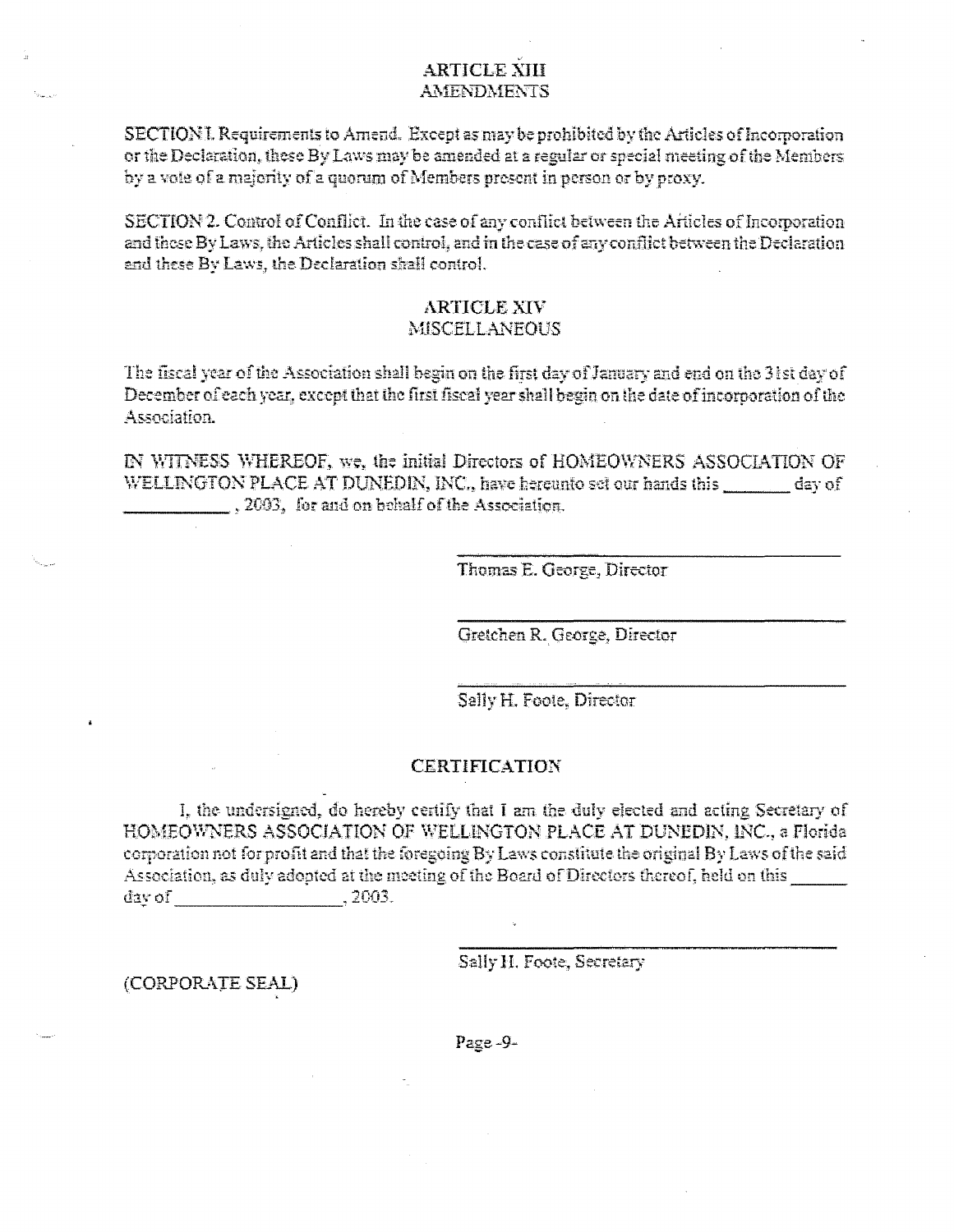## ARTICLE XIII
## AMENDMENTS

SECTION I. Requirements to Amend. Except as may be prohibited by the Articles of Incorporation or the Declaration, these By Laws may be amended at a regular or special meeting of the Members by a vote of a majority of a quorum of Members present in person or by proxy.

SECTION 2. Control of Conflict. In the case of any conflict between the Articles of Incorporation and these By Laws, the Articles shall control, and in the case of any conflict between the Declaration and these By Laws, the Declaration shall control.

## ARTICLE XIV
## MISCELLANEOUS

The fiscal year of the Association shall begin on the first day of January and end on the 31st day of December of each year, except that the first fiscal year shall begin on the date of incorporation of the Association.

IN WITNESS WHEREOF, we, the initial Directors of HOMEOWNERS ASSOCIATION OF WELLINGTON PLACE AT DUNEDIN, INC., have hereunto set our hands this \_\_\_\_\_\_\_\_ day of \_\_\_\_\_\_\_\_\_\_\_\_, 2003, for and on behalf of the Association.

\_\_\_\_\_\_\_\_\_\_\_\_\_\_\_\_\_\_\_\_\_\_\_\_\_\_\_\_\_\_\_\_\_\_
Thomas E. George, Director

\_\_\_\_\_\_\_\_\_\_\_\_\_\_\_\_\_\_\_\_\_\_\_\_\_\_\_\_\_\_\_\_\_\_
Gretchen R. George, Director

\_\_\_\_\_\_\_\_\_\_\_\_\_\_\_\_\_\_\_\_\_\_\_\_\_\_\_\_\_\_\_\_\_\_
Sally H. Foote, Director

## CERTIFICATION

I, the undersigned, do hereby certify that I am the duly elected and acting Secretary of HOMEOWNERS ASSOCIATION OF WELLINGTON PLACE AT DUNEDIN, INC., a Florida corporation not for profit and that the foregoing By Laws constitute the original By Laws of the said Association, as duly adopted at the meeting of the Board of Directors thereof, held on this \_\_\_\_\_\_ day of \_\_\_\_\_\_\_\_\_\_\_\_\_\_\_\_\_\_, 2003.

\_\_\_\_\_\_\_\_\_\_\_\_\_\_\_\_\_\_\_\_\_\_\_\_\_\_\_\_\_\_\_\_\_\_
Sally H. Foote, Secretary

(CORPORATE SEAL)